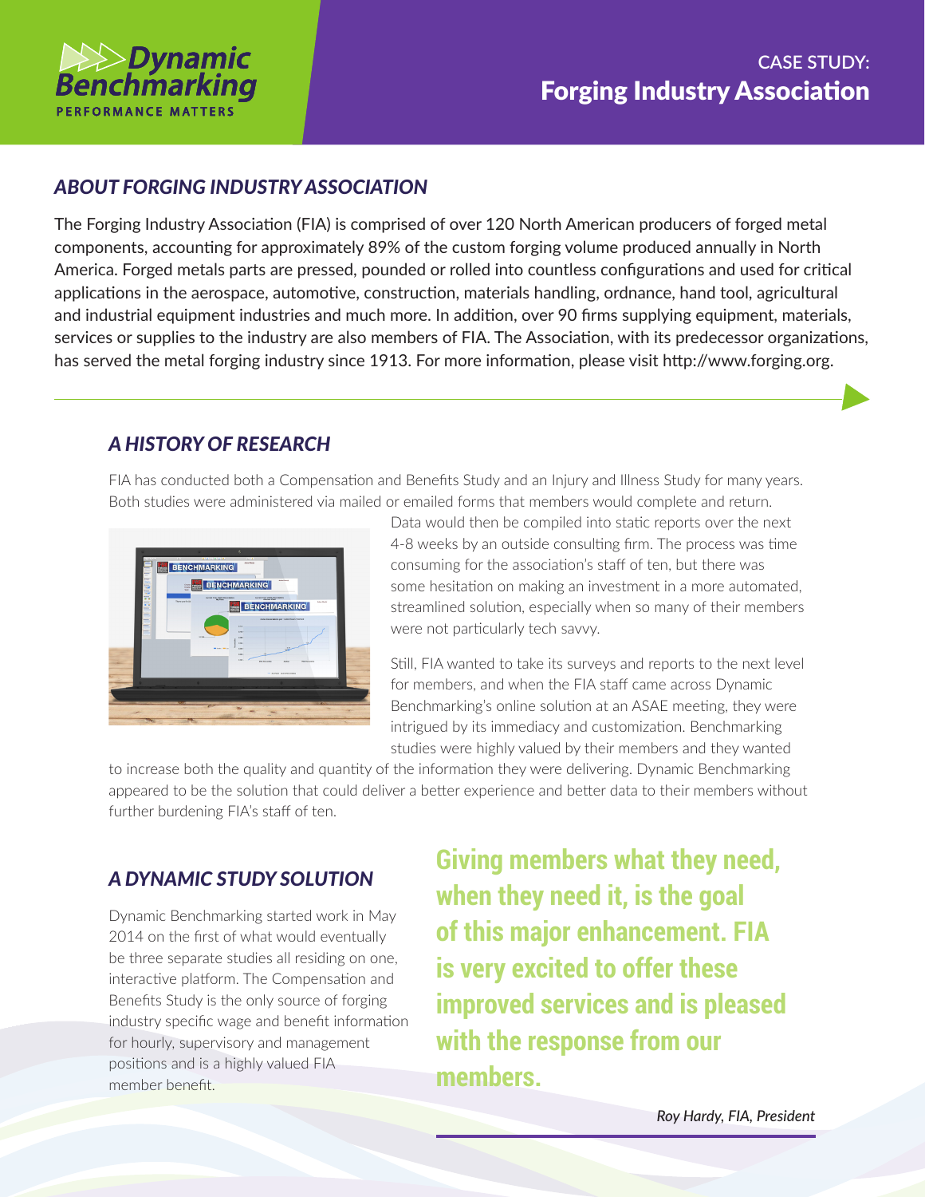Dynamic Benchmarking
PERFORMANCE MATTERS

CASE STUDY:

# Forging Industry Association

## *ABOUT FORGING INDUSTRY ASSOCIATION*

The Forging Industry Association (FIA) is comprised of over 120 North American producers of forged metal components, accounting for approximately 89% of the custom forging volume produced annually in North America. Forged metals parts are pressed, pounded or rolled into countless configurations and used for critical applications in the aerospace, automotive, construction, materials handling, ordnance, hand tool, agricultural and industrial equipment industries and much more. In addition, over 90 firms supplying equipment, materials, services or supplies to the industry are also members of FIA. The Association, with its predecessor organizations, has served the metal forging industry since 1913. For more information, please visit http://www.forging.org.

## *A HISTORY OF RESEARCH*

FIA has conducted both a Compensation and Benefits Study and an Injury and Illness Study for many years. Both studies were administered via mailed or emailed forms that members would complete and return. Data would then be compiled into static reports over the next 4-8 weeks by an outside consulting firm. The process was time consuming for the association's staff of ten, but there was some hesitation on making an investment in a more automated, streamlined solution, especially when so many of their members were not particularly tech savvy.

Still, FIA wanted to take its surveys and reports to the next level for members, and when the FIA staff came across Dynamic Benchmarking's online solution at an ASAE meeting, they were intrigued by its immediacy and customization. Benchmarking studies were highly valued by their members and they wanted to increase both the quality and quantity of the information they were delivering. Dynamic Benchmarking appeared to be the solution that could deliver a better experience and better data to their members without further burdening FIA's staff of ten.

## *A DYNAMIC STUDY SOLUTION*

Dynamic Benchmarking started work in May 2014 on the first of what would eventually be three separate studies all residing on one, interactive platform. The Compensation and Benefits Study is the only source of forging industry specific wage and benefit information for hourly, supervisory and management positions and is a highly valued FIA member benefit.

**Giving members what they need, when they need it, is the goal of this major enhancement. FIA is very excited to offer these improved services and is pleased with the response from our members.**

*Roy Hardy, FIA, President*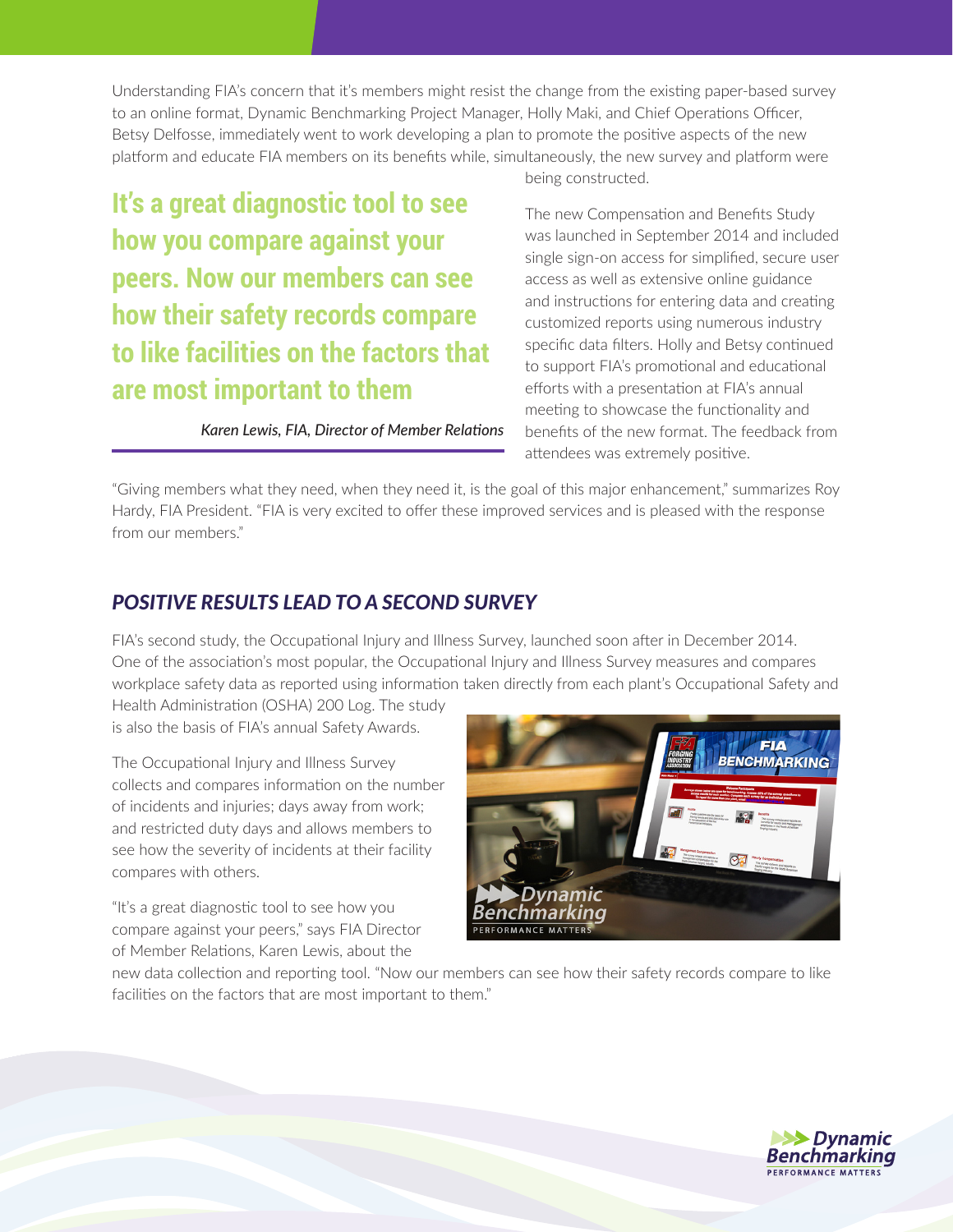Understanding FIA's concern that it's members might resist the change from the existing paper-based survey to an online format, Dynamic Benchmarking Project Manager, Holly Maki, and Chief Operations Officer, Betsy Delfosse, immediately went to work developing a plan to promote the positive aspects of the new platform and educate FIA members on its benefits while, simultaneously, the new survey and platform were being constructed.

**It's a great diagnostic tool to see how you compare against your peers. Now our members can see how their safety records compare to like facilities on the factors that are most important to them**

*Karen Lewis, FIA, Director of Member Relations*

The new Compensation and Benefits Study was launched in September 2014 and included single sign-on access for simplified, secure user access as well as extensive online guidance and instructions for entering data and creating customized reports using numerous industry specific data filters. Holly and Betsy continued to support FIA's promotional and educational efforts with a presentation at FIA's annual meeting to showcase the functionality and benefits of the new format. The feedback from attendees was extremely positive.

"Giving members what they need, when they need it, is the goal of this major enhancement," summarizes Roy Hardy, FIA President. "FIA is very excited to offer these improved services and is pleased with the response from our members."

## *POSITIVE RESULTS LEAD TO A SECOND SURVEY*

FIA's second study, the Occupational Injury and Illness Survey, launched soon after in December 2014. One of the association's most popular, the Occupational Injury and Illness Survey measures and compares workplace safety data as reported using information taken directly from each plant's Occupational Safety and Health Administration (OSHA) 200 Log. The study is also the basis of FIA's annual Safety Awards.

The Occupational Injury and Illness Survey collects and compares information on the number of incidents and injuries; days away from work; and restricted duty days and allows members to see how the severity of incidents at their facility compares with others.

"It's a great diagnostic tool to see how you compare against your peers," says FIA Director of Member Relations, Karen Lewis, about the new data collection and reporting tool. "Now our members can see how their safety records compare to like facilities on the factors that are most important to them."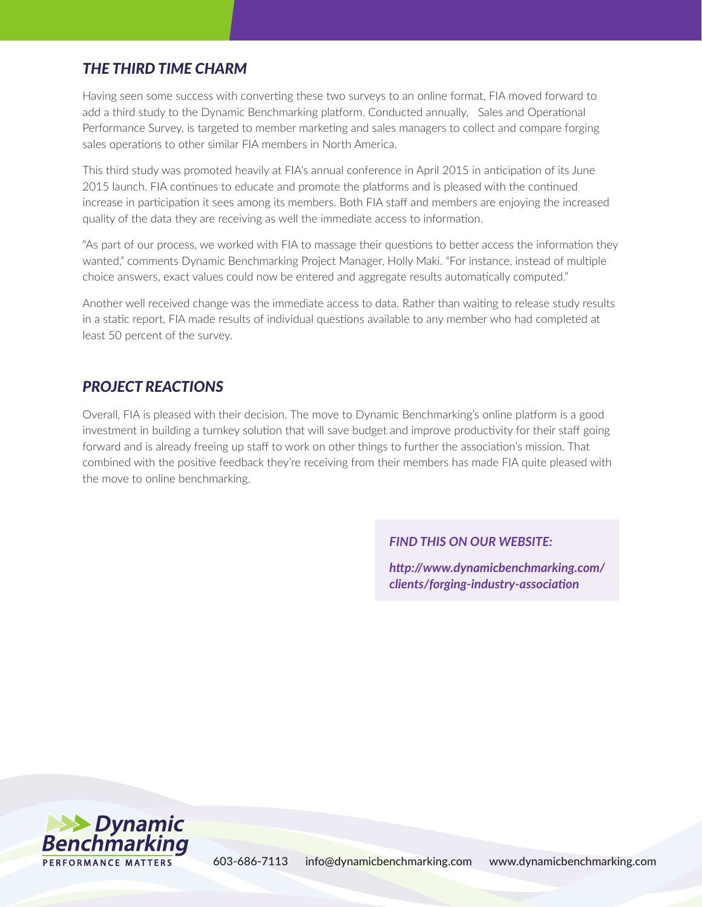## *THE THIRD TIME CHARM*

Having seen some success with converting these two surveys to an online format, FIA moved forward to add a third study to the Dynamic Benchmarking platform. Conducted annually,  Sales and Operational Performance Survey, is targeted to member marketing and sales managers to collect and compare forging sales operations to other similar FIA members in North America.

This third study was promoted heavily at FIA's annual conference in April 2015 in anticipation of its June 2015 launch. FIA continues to educate and promote the platforms and is pleased with the continued increase in participation it sees among its members. Both FIA staff and members are enjoying the increased quality of the data they are receiving as well the immediate access to information.

"As part of our process, we worked with FIA to massage their questions to better access the information they wanted," comments Dynamic Benchmarking Project Manager, Holly Maki. "For instance, instead of multiple choice answers, exact values could now be entered and aggregate results automatically computed."

Another well received change was the immediate access to data. Rather than waiting to release study results in a static report, FIA made results of individual questions available to any member who had completed at least 50 percent of the survey.

## *PROJECT REACTIONS*

Overall, FIA is pleased with their decision. The move to Dynamic Benchmarking's online platform is a good investment in building a turnkey solution that will save budget and improve productivity for their staff going forward and is already freeing up staff to work on other things to further the association's mission. That combined with the positive feedback they're receiving from their members has made FIA quite pleased with the move to online benchmarking.

***FIND THIS ON OUR WEBSITE:***

***http://www.dynamicbenchmarking.com/clients/forging-industry-association***

Dynamic Benchmarking
PERFORMANCE MATTERS

603-686-7113 info@dynamicbenchmarking.com www.dynamicbenchmarking.com